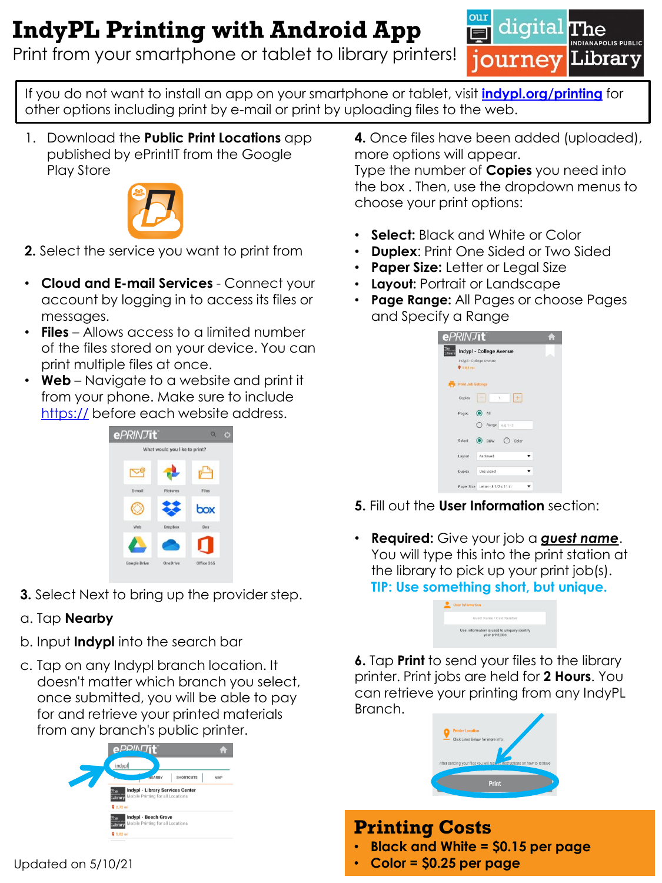# IndyPL Printing with Android App

Print from your smartphone or tablet to library printers!

If you do not want to install an app on your smartphone or tablet, visit [indypl.org/printing](indypl.org/printing) for other options including print by e-mail or print by uploading files to the web.

1. Download the **Public Print Locations** app published by ePrintIT from the Google Play Store

**2.** Select the service you want to print from

- **Cloud and E-mail Services** - Connect your account by logging in to access its files or messages.
- **Files** – Allows access to a limited number of the files stored on your device. You can print multiple files at once.
- **Web** – Navigate to a website and print it from your phone. Make sure to include https:// before each website address.

**3.** Select Next to bring up the provider step.

a. Tap **Nearby**

b. Input **Indypl** into the search bar

c. Tap on any Indypl branch location. It doesn't matter which branch you select, once submitted, you will be able to pay for and retrieve your printed materials from any branch's public printer.

**4.** Once files have been added (uploaded), more options will appear. Type the number of **Copies** you need into the box . Then, use the dropdown menus to choose your print options:

- **Select:** Black and White or Color
- **Duplex**: Print One Sided or Two Sided
- **Paper Size:** Letter or Legal Size
- **Layout:** Portrait or Landscape
- **Page Range:** All Pages or choose Pages and Specify a Range

**5.** Fill out the **User Information** section:

- **Required:** Give your job a ***guest name***. You will type this into the print station at the library to pick up your print job(s). **TIP: Use something short, but unique.**

**6.** Tap **Print** to send your files to the library printer. Print jobs are held for **2 Hours**. You can retrieve your printing from any IndyPL Branch.

Updated on 5/10/21

## Printing Costs

- **Black and White = $0.15 per page**
- **Color = $0.25 per page**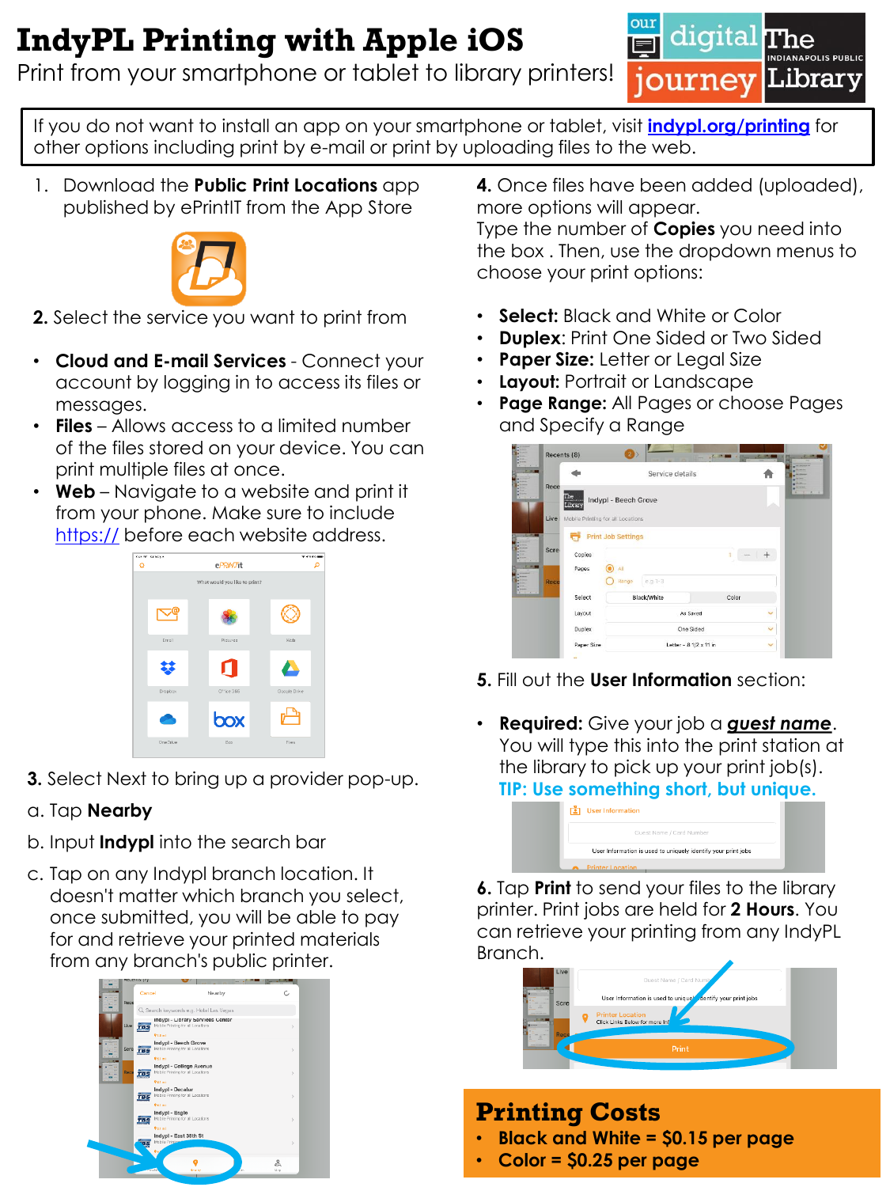# IndyPL Printing with Apple iOS

Print from your smartphone or tablet to library printers!

our digital journey | The Indianapolis Public Library

If you do not want to install an app on your smartphone or tablet, visit indypl.org/printing for other options including print by e-mail or print by uploading files to the web.

1. Download the **Public Print Locations** app published by ePrintIT from the App Store

**2.** Select the service you want to print from

- **Cloud and E-mail Services** - Connect your account by logging in to access its files or messages.
- **Files** – Allows access to a limited number of the files stored on your device. You can print multiple files at once.
- **Web** – Navigate to a website and print it from your phone. Make sure to include https:// before each website address.

**3.** Select Next to bring up a provider pop-up.

a. Tap **Nearby**

b. Input **Indypl** into the search bar

c. Tap on any Indypl branch location. It doesn't matter which branch you select, once submitted, you will be able to pay for and retrieve your printed materials from any branch's public printer.

**4.** Once files have been added (uploaded), more options will appear.
Type the number of **Copies** you need into the box . Then, use the dropdown menus to choose your print options:

- **Select:** Black and White or Color
- **Duplex**: Print One Sided or Two Sided
- **Paper Size:** Letter or Legal Size
- **Layout:** Portrait or Landscape
- **Page Range:** All Pages or choose Pages and Specify a Range

**5.** Fill out the **User Information** section:

- **Required:** Give your job a ***guest name***. You will type this into the print station at the library to pick up your print job(s). **TIP: Use something short, but unique.**

**6.** Tap **Print** to send your files to the library printer. Print jobs are held for **2 Hours**. You can retrieve your printing from any IndyPL Branch.

## Printing Costs

- **Black and White = $0.15 per page**
- **Color = $0.25 per page**